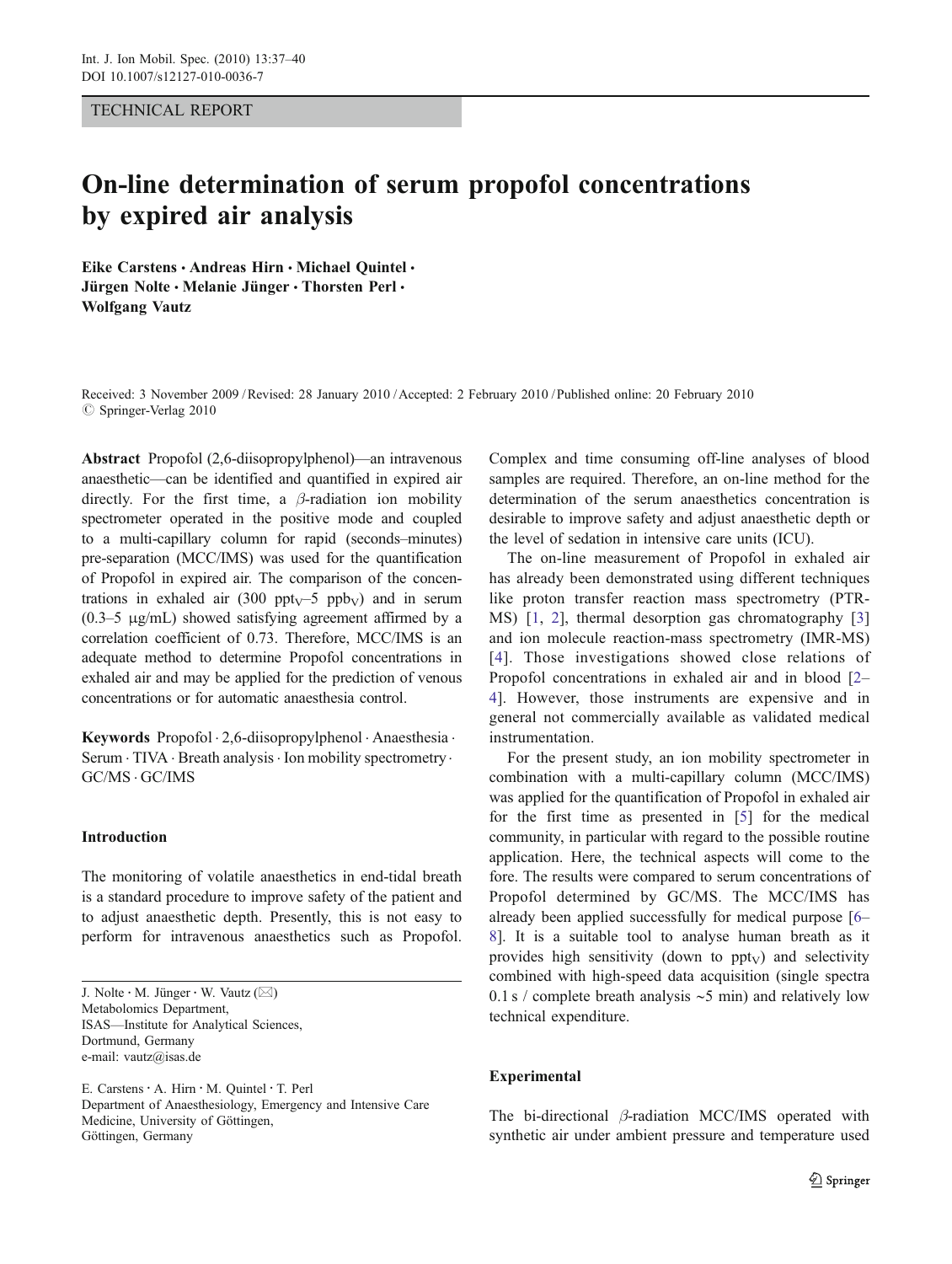TECHNICAL REPORT

# On-line determination of serum propofol concentrations by expired air analysis

**Eike Carstens · Andreas Hirn · Michael Quintel · Jürgen Nolte · Melanie Jünger · Thorsten Perl · Wolfgang Vautz**

Received: 3 November 2009 / Revised: 28 January 2010 / Accepted: 2 February 2010 / Published online: 20 February 2010
© Springer-Verlag 2010

**Abstract** Propofol (2,6-diisopropylphenol)—an intravenous anaesthetic—can be identified and quantified in expired air directly. For the first time, a $\beta$-radiation ion mobility spectrometer operated in the positive mode and coupled to a multi-capillary column for rapid (seconds–minutes) pre-separation (MCC/IMS) was used for the quantification of Propofol in expired air. The comparison of the concentrations in exhaled air (300 $ppt_V$–5 $ppb_V$) and in serum (0.3–5 μg/mL) showed satisfying agreement affirmed by a correlation coefficient of 0.73. Therefore, MCC/IMS is an adequate method to determine Propofol concentrations in exhaled air and may be applied for the prediction of venous concentrations or for automatic anaesthesia control.

**Keywords** Propofol · 2,6-diisopropylphenol · Anaesthesia · Serum · TIVA · Breath analysis · Ion mobility spectrometry · GC/MS · GC/IMS

J. Nolte · M. Jünger · W. Vautz (✉)
Metabolomics Department,
ISAS—Institute for Analytical Sciences,
Dortmund, Germany
e-mail: vautz@isas.de

E. Carstens · A. Hirn · M. Quintel · T. Perl
Department of Anaesthesiology, Emergency and Intensive Care Medicine, University of Göttingen,
Göttingen, Germany

## Introduction

The monitoring of volatile anaesthetics in end-tidal breath is a standard procedure to improve safety of the patient and to adjust anaesthetic depth. Presently, this is not easy to perform for intravenous anaesthetics such as Propofol. Complex and time consuming off-line analyses of blood samples are required. Therefore, an on-line method for the determination of the serum anaesthetics concentration is desirable to improve safety and adjust anaesthetic depth or the level of sedation in intensive care units (ICU).

The on-line measurement of Propofol in exhaled air has already been demonstrated using different techniques like proton transfer reaction mass spectrometry (PTR-MS) [1, 2], thermal desorption gas chromatography [3] and ion molecule reaction-mass spectrometry (IMR-MS) [4]. Those investigations showed close relations of Propofol concentrations in exhaled air and in blood [2–4]. However, those instruments are expensive and in general not commercially available as validated medical instrumentation.

For the present study, an ion mobility spectrometer in combination with a multi-capillary column (MCC/IMS) was applied for the quantification of Propofol in exhaled air for the first time as presented in [5] for the medical community, in particular with regard to the possible routine application. Here, the technical aspects will come to the fore. The results were compared to serum concentrations of Propofol determined by GC/MS. The MCC/IMS has already been applied successfully for medical purpose [6–8]. It is a suitable tool to analyse human breath as it provides high sensitivity (down to $ppt_V$) and selectivity combined with high-speed data acquisition (single spectra 0.1 s / complete breath analysis ~5 min) and relatively low technical expenditure.

## Experimental

The bi-directional $\beta$-radiation MCC/IMS operated with synthetic air under ambient pressure and temperature used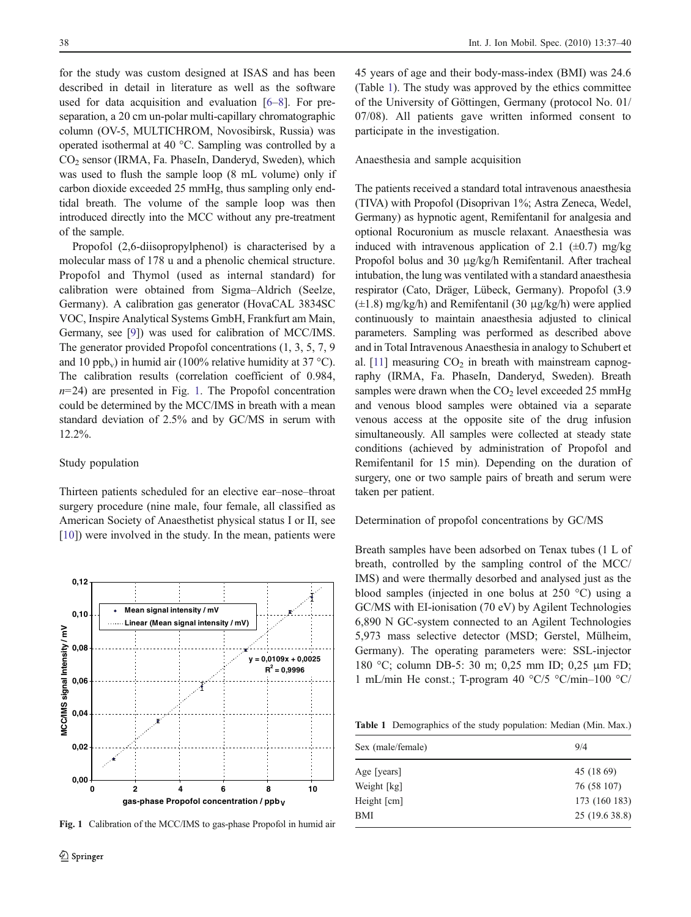for the study was custom designed at ISAS and has been described in detail in literature as well as the software used for data acquisition and evaluation [6–8]. For pre-separation, a 20 cm un-polar multi-capillary chromatographic column (OV-5, MULTICHROM, Novosibirsk, Russia) was operated isothermal at 40 °C. Sampling was controlled by a $CO_2$ sensor (IRMA, Fa. PhaseIn, Danderyd, Sweden), which was used to flush the sample loop (8 mL volume) only if carbon dioxide exceeded 25 mmHg, thus sampling only end-tidal breath. The volume of the sample loop was then introduced directly into the MCC without any pre-treatment of the sample.

Propofol (2,6-diisopropylphenol) is characterised by a molecular mass of 178 u and a phenolic chemical structure. Propofol and Thymol (used as internal standard) for calibration were obtained from Sigma–Aldrich (Seelze, Germany). A calibration gas generator (HovaCAL 3834SC VOC, Inspire Analytical Systems GmbH, Frankfurt am Main, Germany, see [9]) was used for calibration of MCC/IMS. The generator provided Propofol concentrations (1, 3, 5, 7, 9 and 10 $ppb_v$) in humid air (100% relative humidity at 37 °C). The calibration results (correlation coefficient of 0.984, $n$=24) are presented in Fig. 1. The Propofol concentration could be determined by the MCC/IMS in breath with a mean standard deviation of 2.5% and by GC/MS in serum with 12.2%.

## Study population

Thirteen patients scheduled for an elective ear–nose–throat surgery procedure (nine male, four female, all classified as American Society of Anaesthetist physical status I or II, see [10]) were involved in the study. In the mean, patients were 45 years of age and their body-mass-index (BMI) was 24.6 (Table 1). The study was approved by the ethics committee of the University of Göttingen, Germany (protocol No. 01/07/08). All patients gave written informed consent to participate in the investigation.

**Fig. 1** Calibration of the MCC/IMS to gas-phase Propofol in humid air

## Anaesthesia and sample acquisition

The patients received a standard total intravenous anaesthesia (TIVA) with Propofol (Disoprivan 1%; Astra Zeneca, Wedel, Germany) as hypnotic agent, Remifentanil for analgesia and optional Rocuronium as muscle relaxant. Anaesthesia was induced with intravenous application of 2.1 (±0.7) mg/kg Propofol bolus and 30 µg/kg/h Remifentanil. After tracheal intubation, the lung was ventilated with a standard anaesthesia respirator (Cato, Dräger, Lübeck, Germany). Propofol (3.9 (±1.8) mg/kg/h) and Remifentanil (30 µg/kg/h) were applied continuously to maintain anaesthesia adjusted to clinical parameters. Sampling was performed as described above and in Total Intravenous Anaesthesia in analogy to Schubert et al. [11] measuring $CO_2$ in breath with mainstream capnography (IRMA, Fa. PhaseIn, Danderyd, Sweden). Breath samples were drawn when the $CO_2$ level exceeded 25 mmHg and venous blood samples were obtained via a separate venous access at the opposite site of the drug infusion simultaneously. All samples were collected at steady state conditions (achieved by administration of Propofol and Remifentanil for 15 min). Depending on the duration of surgery, one or two sample pairs of breath and serum were taken per patient.

## Determination of propofol concentrations by GC/MS

Breath samples have been adsorbed on Tenax tubes (1 L of breath, controlled by the sampling control of the MCC/IMS) and were thermally desorbed and analysed just as the blood samples (injected in one bolus at 250 °C) using a GC/MS with EI-ionisation (70 eV) by Agilent Technologies 6,890 N GC-system connected to an Agilent Technologies 5,973 mass selective detector (MSD; Gerstel, Mülheim, Germany). The operating parameters were: SSL-injector 180 °C; column DB-5: 30 m; 0,25 mm ID; 0,25 µm FD; 1 mL/min He const.; T-program 40 °C/5 °C/min–100 °C/

**Table 1** Demographics of the study population: Median (Min. Max.)

| Sex (male/female) | 9/4 |
|---|---|
| Age [years] | 45 (18 69) |
| Weight [kg] | 76 (58 107) |
| Height [cm] | 173 (160 183) |
| BMI | 25 (19.6 38.8) |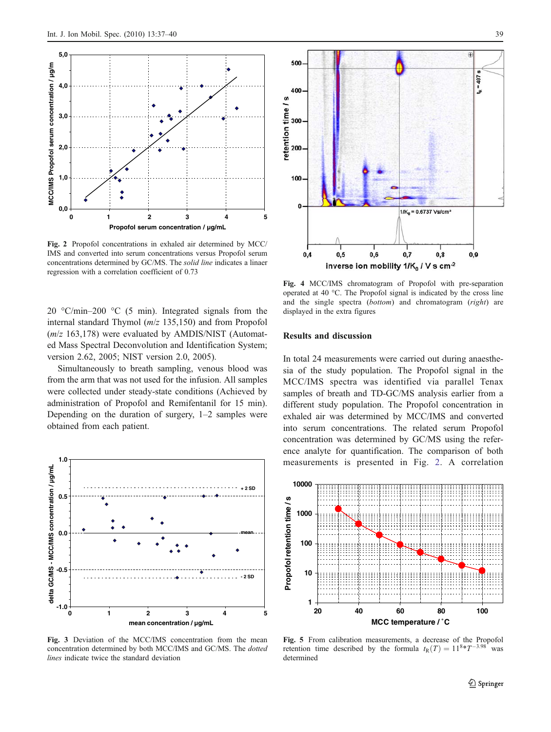Fig. 2 Propofol concentrations in exhaled air determined by MCC/IMS and converted into serum concentrations versus Propofol serum concentrations determined by GC/MS. The *solid line* indicates a linaer regression with a correlation coefficient of 0.73

20 °C/min–200 °C (5 min). Integrated signals from the internal standard Thymol (*m/z* 135,150) and from Propofol (*m/z* 163,178) were evaluated by AMDIS/NIST (Automated Mass Spectral Deconvolution and Identification System; version 2.62, 2005; NIST version 2.0, 2005).

Simultaneously to breath sampling, venous blood was from the arm that was not used for the infusion. All samples were collected under steady-state conditions (Achieved by administration of Propofol and Remifentanil for 15 min). Depending on the duration of surgery, 1–2 samples were obtained from each patient.

Fig. 3 Deviation of the MCC/IMS concentration from the mean concentration determined by both MCC/IMS and GC/MS. The *dotted lines* indicate twice the standard deviation

Fig. 4 MCC/IMS chromatogram of Propofol with pre-separation operated at 40 °C. The Propofol signal is indicated by the cross line and the single spectra (*bottom*) and chromatogram (*right*) are displayed in the extra figures

## Results and discussion

In total 24 measurements were carried out during anaesthesia of the study population. The Propofol signal in the MCC/IMS spectra was identified via parallel Tenax samples of breath and TD-GC/MS analysis earlier from a different study population. The Propofol concentration in exhaled air was determined by MCC/IMS and converted into serum concentrations. The related serum Propofol concentration was determined by GC/MS using the reference analyte for quantification. The comparison of both measurements is presented in Fig. 2. A correlation

Fig. 5 From calibration measurements, a decrease of the Propofol retention time described by the formula $t_R(T) = 11^8 * T^{-3.98}$ was determined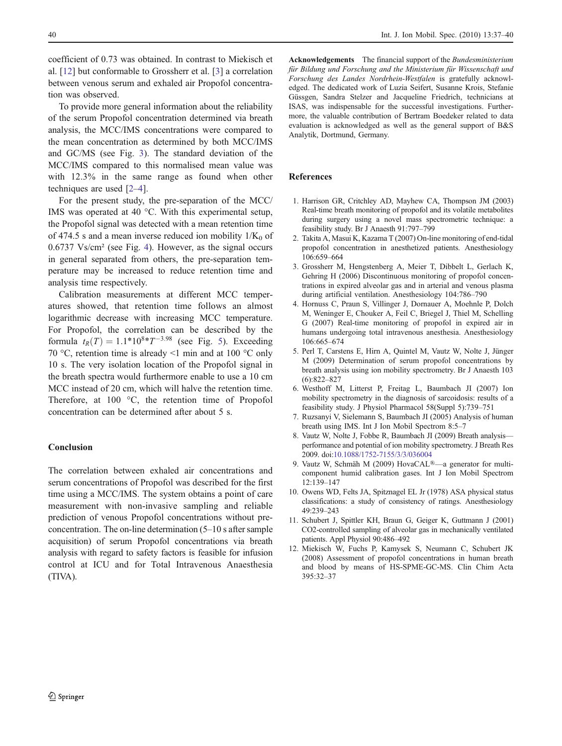coefficient of 0.73 was obtained. In contrast to Miekisch et al. [12] but conformable to Grossherr et al. [3] a correlation between venous serum and exhaled air Propofol concentration was observed.

To provide more general information about the reliability of the serum Propofol concentration determined via breath analysis, the MCC/IMS concentrations were compared to the mean concentration as determined by both MCC/IMS and GC/MS (see Fig. 3). The standard deviation of the MCC/IMS compared to this normalised mean value was with 12.3% in the same range as found when other techniques are used [2–4].

For the present study, the pre-separation of the MCC/IMS was operated at 40 °C. With this experimental setup, the Propofol signal was detected with a mean retention time of 474.5 s and a mean inverse reduced ion mobility $1/K_0$ of 0.6737 Vs/cm² (see Fig. 4). However, as the signal occurs in general separated from others, the pre-separation temperature may be increased to reduce retention time and analysis time respectively.

Calibration measurements at different MCC temperatures showed, that retention time follows an almost logarithmic decrease with increasing MCC temperature. For Propofol, the correlation can be described by the formula $t_R(T) = 1.1{*}10^8{*}T^{-3.98}$ (see Fig. 5). Exceeding 70 °C, retention time is already <1 min and at 100 °C only 10 s. The very isolation location of the Propofol signal in the breath spectra would furthermore enable to use a 10 cm MCC instead of 20 cm, which will halve the retention time. Therefore, at 100 °C, the retention time of Propofol concentration can be determined after about 5 s.

## Conclusion

The correlation between exhaled air concentrations and serum concentrations of Propofol was described for the first time using a MCC/IMS. The system obtains a point of care measurement with non-invasive sampling and reliable prediction of venous Propofol concentrations without pre-concentration. The on-line determination (5–10 s after sample acquisition) of serum Propofol concentrations via breath analysis with regard to safety factors is feasible for infusion control at ICU and for Total Intravenous Anaesthesia (TIVA).

**Acknowledgements** The financial support of the *Bundesministerium für Bildung und Forschung and the Ministerium für Wissenschaft und Forschung des Landes Nordrhein-Westfalen* is gratefully acknowledged. The dedicated work of Luzia Seifert, Susanne Krois, Stefanie Güssgen, Sandra Stelzer and Jacqueline Friedrich, technicians at ISAS, was indispensable for the successful investigations. Furthermore, the valuable contribution of Bertram Boedeker related to data evaluation is acknowledged as well as the general support of B&S Analytik, Dortmund, Germany.

## References

1. Harrison GR, Critchley AD, Mayhew CA, Thompson JM (2003) Real-time breath monitoring of propofol and its volatile metabolites during surgery using a novel mass spectrometric technique: a feasibility study. Br J Anaesth 91:797–799
2. Takita A, Masui K, Kazama T (2007) On-line monitoring of end-tidal propofol concentration in anesthetized patients. Anesthesiology 106:659–664
3. Grossherr M, Hengstenberg A, Meier T, Dibbelt L, Gerlach K, Gehring H (2006) Discontinuous monitoring of propofol concentrations in expired alveolar gas and in arterial and venous plasma during artificial ventilation. Anesthesiology 104:786–790
4. Hornuss C, Praun S, Villinger J, Dornauer A, Moehnle P, Dolch M, Weninger E, Chouker A, Feil C, Briegel J, Thiel M, Schelling G (2007) Real-time monitoring of propofol in expired air in humans undergoing total intravenous anesthesia. Anesthesiology 106:665–674
5. Perl T, Carstens E, Hirn A, Quintel M, Vautz W, Nolte J, Jünger M (2009) Determination of serum propofol concentrations by breath analysis using ion mobility spectrometry. Br J Anaesth 103 (6):822–827
6. Westhoff M, Litterst P, Freitag L, Baumbach JI (2007) Ion mobility spectrometry in the diagnosis of sarcoidosis: results of a feasibility study. J Physiol Pharmacol 58(Suppl 5):739–751
7. Ruzsanyi V, Sielemann S, Baumbach JI (2005) Analysis of human breath using IMS. Int J Ion Mobil Spectrom 8:5–7
8. Vautz W, Nolte J, Fobbe R, Baumbach JI (2009) Breath analysis—performance and potential of ion mobility spectrometry. J Breath Res 2009. doi:10.1088/1752-7155/3/3/036004
9. Vautz W, Schmäh M (2009) HovaCAL®—a generator for multi-component humid calibration gases. Int J Ion Mobil Spectrom 12:139–147
10. Owens WD, Felts JA, Spitznagel EL Jr (1978) ASA physical status classifications: a study of consistency of ratings. Anesthesiology 49:239–243
11. Schubert J, Spittler KH, Braun G, Geiger K, Guttmann J (2001) CO2-controlled sampling of alveolar gas in mechanically ventilated patients. Appl Physiol 90:486–492
12. Miekisch W, Fuchs P, Kamysek S, Neumann C, Schubert JK (2008) Assessment of propofol concentrations in human breath and blood by means of HS-SPME-GC-MS. Clin Chim Acta 395:32–37